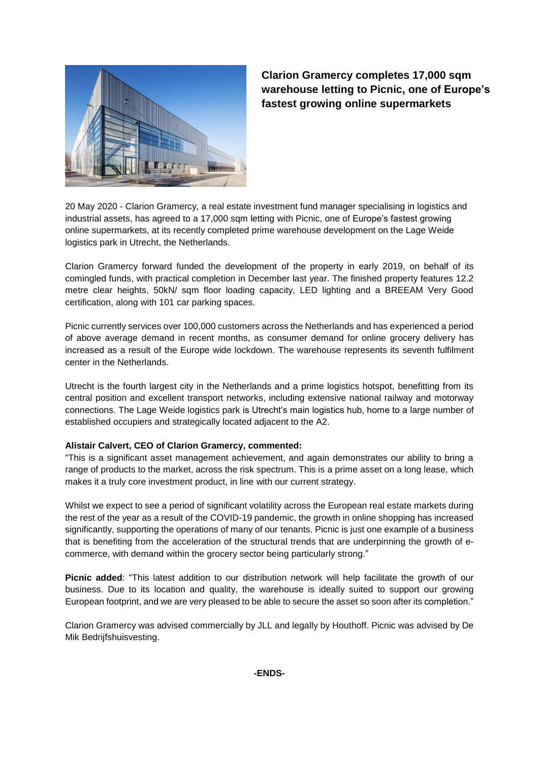# Clarion Gramercy completes 17,000 sqm warehouse letting to Picnic, one of Europe's fastest growing online supermarkets

20 May 2020 - Clarion Gramercy, a real estate investment fund manager specialising in logistics and industrial assets, has agreed to a 17,000 sqm letting with Picnic, one of Europe's fastest growing online supermarkets, at its recently completed prime warehouse development on the Lage Weide logistics park in Utrecht, the Netherlands.

Clarion Gramercy forward funded the development of the property in early 2019, on behalf of its comingled funds, with practical completion in December last year. The finished property features 12.2 metre clear heights, 50kN/ sqm floor loading capacity, LED lighting and a BREEAM Very Good certification, along with 101 car parking spaces.

Picnic currently services over 100,000 customers across the Netherlands and has experienced a period of above average demand in recent months, as consumer demand for online grocery delivery has increased as a result of the Europe wide lockdown. The warehouse represents its seventh fulfilment center in the Netherlands.

Utrecht is the fourth largest city in the Netherlands and a prime logistics hotspot, benefitting from its central position and excellent transport networks, including extensive national railway and motorway connections. The Lage Weide logistics park is Utrecht's main logistics hub, home to a large number of established occupiers and strategically located adjacent to the A2.

**Alistair Calvert, CEO of Clarion Gramercy, commented:**

"This is a significant asset management achievement, and again demonstrates our ability to bring a range of products to the market, across the risk spectrum. This is a prime asset on a long lease, which makes it a truly core investment product, in line with our current strategy.

Whilst we expect to see a period of significant volatility across the European real estate markets during the rest of the year as a result of the COVID-19 pandemic, the growth in online shopping has increased significantly, supporting the operations of many of our tenants. Picnic is just one example of a business that is benefiting from the acceleration of the structural trends that are underpinning the growth of e-commerce, with demand within the grocery sector being particularly strong."

**Picnic added**: "This latest addition to our distribution network will help facilitate the growth of our business. Due to its location and quality, the warehouse is ideally suited to support our growing European footprint, and we are very pleased to be able to secure the asset so soon after its completion."

Clarion Gramercy was advised commercially by JLL and legally by Houthoff. Picnic was advised by De Mik Bedrijfshuisvesting.

**-ENDS-**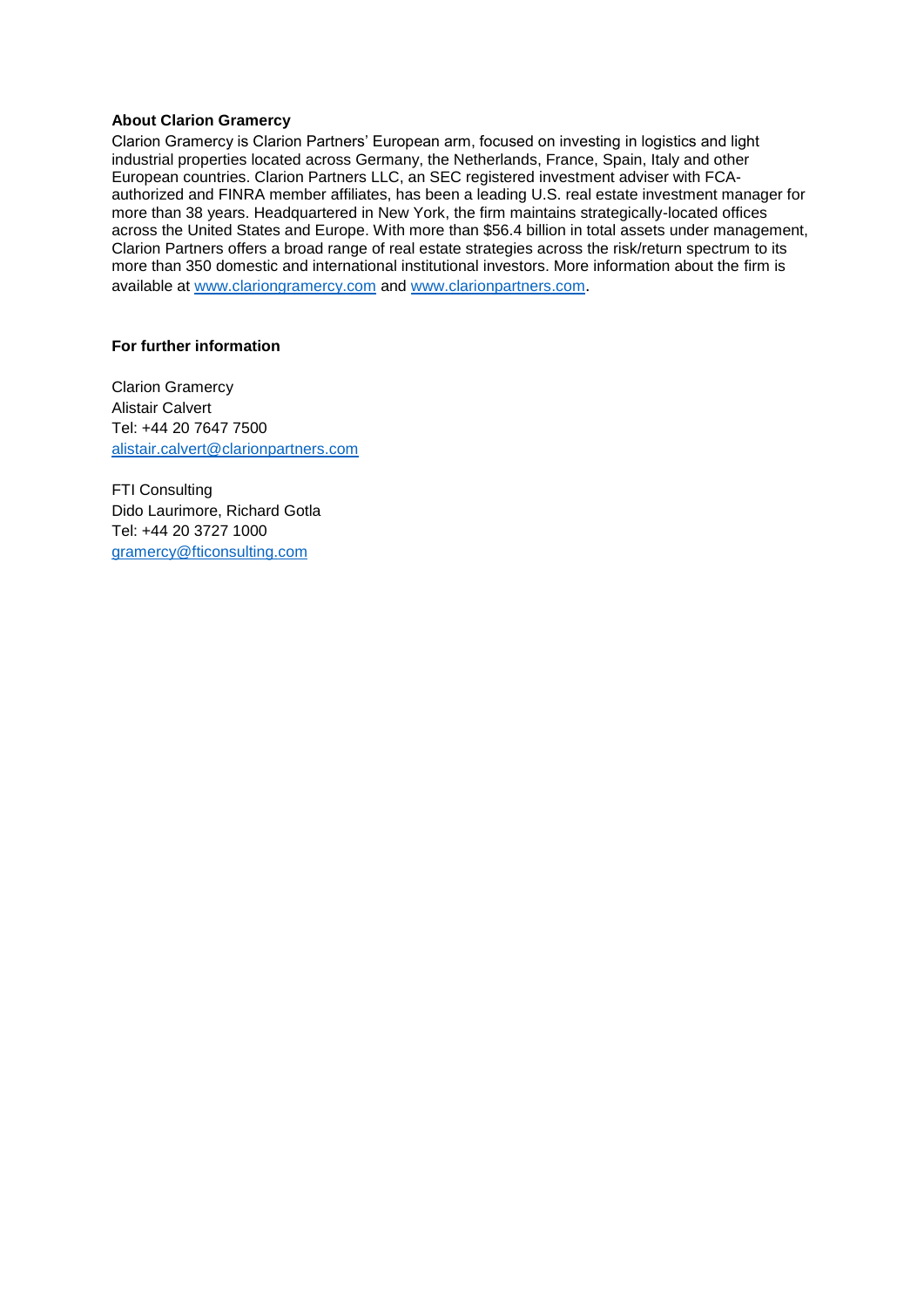**About Clarion Gramercy**

Clarion Gramercy is Clarion Partners' European arm, focused on investing in logistics and light industrial properties located across Germany, the Netherlands, France, Spain, Italy and other European countries. Clarion Partners LLC, an SEC registered investment adviser with FCA-authorized and FINRA member affiliates, has been a leading U.S. real estate investment manager for more than 38 years. Headquartered in New York, the firm maintains strategically-located offices across the United States and Europe. With more than $56.4 billion in total assets under management, Clarion Partners offers a broad range of real estate strategies across the risk/return spectrum to its more than 350 domestic and international institutional investors. More information about the firm is available at www.clariongramercy.com and www.clarionpartners.com.

**For further information**

Clarion Gramercy
Alistair Calvert
Tel: +44 20 7647 7500
alistair.calvert@clarionpartners.com

FTI Consulting
Dido Laurimore, Richard Gotla
Tel: +44 20 3727 1000
gramercy@fticonsulting.com